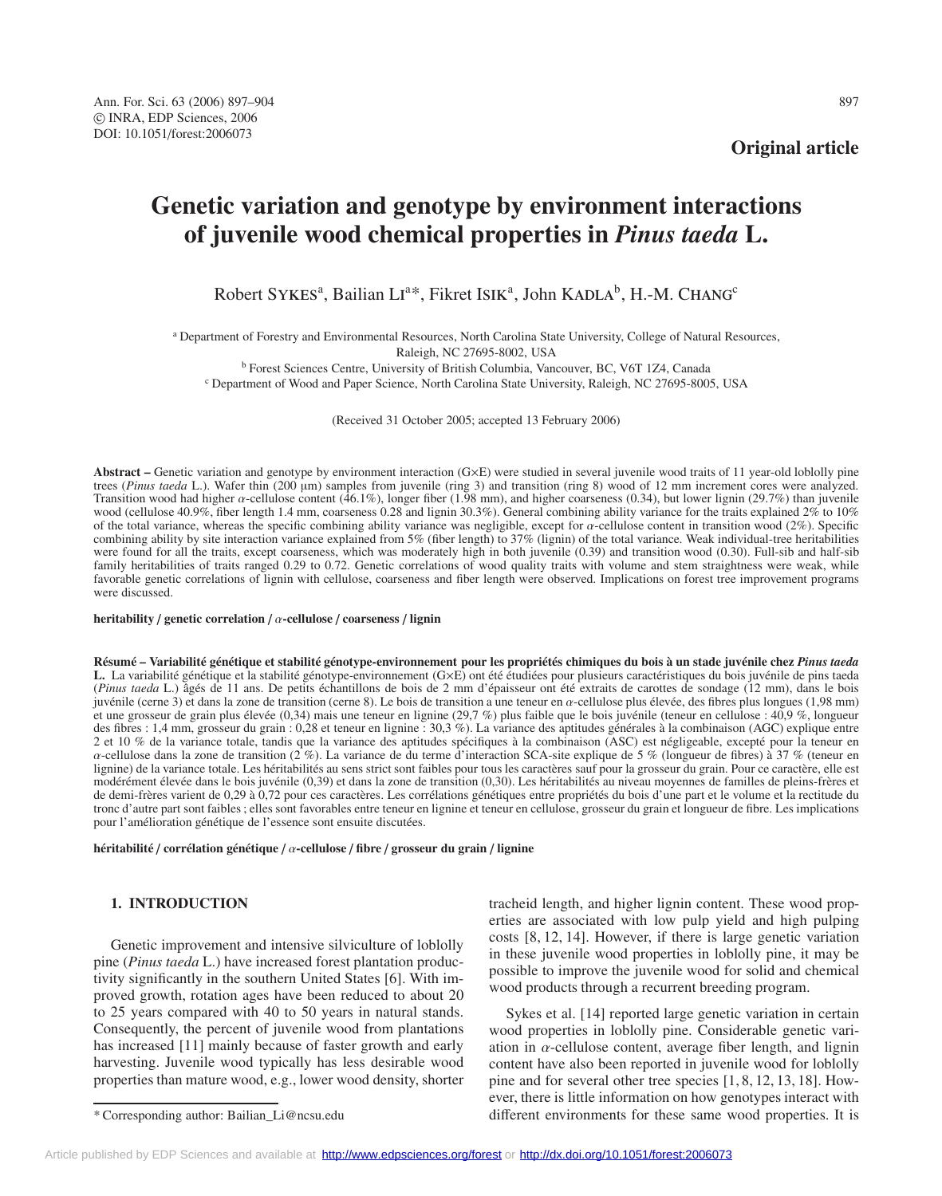**Original article**

# Genetic variation and genotype by environment interactions of juvenile wood chemical properties in *Pinus taeda* L.

Robert SYKES[a], Bailian LI[a]*, Fikret ISIK[a], John KADLA[b], H.-M. CHANG[c]

[a] Department of Forestry and Environmental Resources, North Carolina State University, College of Natural Resources, Raleigh, NC 27695-8002, USA

[b] Forest Sciences Centre, University of British Columbia, Vancouver, BC, V6T 1Z4, Canada

[c] Department of Wood and Paper Science, North Carolina State University, Raleigh, NC 27695-8005, USA

(Received 31 October 2005; accepted 13 February 2006)

**Abstract –** Genetic variation and genotype by environment interaction (G×E) were studied in several juvenile wood traits of 11 year-old loblolly pine trees (*Pinus taeda* L.). Wafer thin (200 μm) samples from juvenile (ring 3) and transition (ring 8) wood of 12 mm increment cores were analyzed. Transition wood had higher $\alpha$-cellulose content (46.1%), longer fiber (1.98 mm), and higher coarseness (0.34), but lower lignin (29.7%) than juvenile wood (cellulose 40.9%, fiber length 1.4 mm, coarseness 0.28 and lignin 30.3%). General combining ability variance for the traits explained 2% to 10% of the total variance, whereas the specific combining ability variance was negligible, except for $\alpha$-cellulose content in transition wood (2%). Specific combining ability by site interaction variance explained from 5% (fiber length) to 37% (lignin) of the total variance. Weak individual-tree heritabilities were found for all the traits, except coarseness, which was moderately high in both juvenile (0.39) and transition wood (0.30). Full-sib and half-sib family heritabilities of traits ranged 0.29 to 0.72. Genetic correlations of wood quality traits with volume and stem straightness were weak, while favorable genetic correlations of lignin with cellulose, coarseness and fiber length were observed. Implications on forest tree improvement programs were discussed.

**heritability / genetic correlation / $\alpha$-cellulose / coarseness / lignin**

**Résumé – Variabilité génétique et stabilité génotype-environnement pour les propriétés chimiques du bois à un stade juvénile chez *Pinus taeda* L.** La variabilité génétique et la stabilité génotype-environnement (G×E) ont été étudiées pour plusieurs caractéristiques du bois juvénile de pins taeda (*Pinus taeda* L.) âgés de 11 ans. De petits échantillons de bois de 2 mm d'épaisseur ont été extraits de carottes de sondage (12 mm), dans le bois juvénile (cerne 3) et dans la zone de transition (cerne 8). Le bois de transition a une teneur en $\alpha$-cellulose plus élevée, des fibres plus longues (1,98 mm) et une grosseur de grain plus élevée (0,34) mais une teneur en lignine (29,7 %) plus faible que le bois juvénile (teneur en cellulose : 40,9 %, longueur des fibres : 1,4 mm, grosseur du grain : 0,28 et teneur en lignine : 30,3 %). La variance des aptitudes générales à la combinaison (AGC) explique entre 2 et 10 % de la variance totale, tandis que la variance des aptitudes spécifiques à la combinaison (ASC) est négligeable, excepté pour la teneur en $\alpha$-cellulose dans la zone de transition (2 %). La variance de du terme d'interaction SCA-site explique de 5 % (longueur de fibres) à 37 % (teneur en lignine) de la variance totale. Les héritabilités au sens strict sont faibles pour tous les caractères sauf pour la grosseur du grain. Pour ce caractère, elle est modérément élevée dans le bois juvénile (0,39) et dans la zone de transition (0,30). Les héritabilités au niveau moyennes de familles de pleins-frères et de demi-frères varient de 0,29 à 0,72 pour ces caractères. Les corrélations génétiques entre propriétés du bois d'une part et le volume et la rectitude du tronc d'autre part sont faibles ; elles sont favorables entre teneur en lignine et teneur en cellulose, grosseur du grain et longueur de fibre. Les implications pour l'amélioration génétique de l'essence sont ensuite discutées.

**héritabilité / corrélation génétique / $\alpha$-cellulose / fibre / grosseur du grain / lignine**

## 1. INTRODUCTION

Genetic improvement and intensive silviculture of loblolly pine (*Pinus taeda* L.) have increased forest plantation productivity significantly in the southern United States [6]. With improved growth, rotation ages have been reduced to about 20 to 25 years compared with 40 to 50 years in natural stands. Consequently, the percent of juvenile wood from plantations has increased [11] mainly because of faster growth and early harvesting. Juvenile wood typically has less desirable wood properties than mature wood, e.g., lower wood density, shorter tracheid length, and higher lignin content. These wood properties are associated with low pulp yield and high pulping costs [8, 12, 14]. However, if there is large genetic variation in these juvenile wood properties in loblolly pine, it may be possible to improve the juvenile wood for solid and chemical wood products through a recurrent breeding program.

Sykes et al. [14] reported large genetic variation in certain wood properties in loblolly pine. Considerable genetic variation in $\alpha$-cellulose content, average fiber length, and lignin content have also been reported in juvenile wood for loblolly pine and for several other tree species [1, 8, 12, 13, 18]. However, there is little information on how genotypes interact with different environments for these same wood properties. It is

* Corresponding author: Bailian_Li@ncsu.edu

Article published by EDP Sciences and available at http://www.edpsciences.org/forest or http://dx.doi.org/10.1051/forest:2006073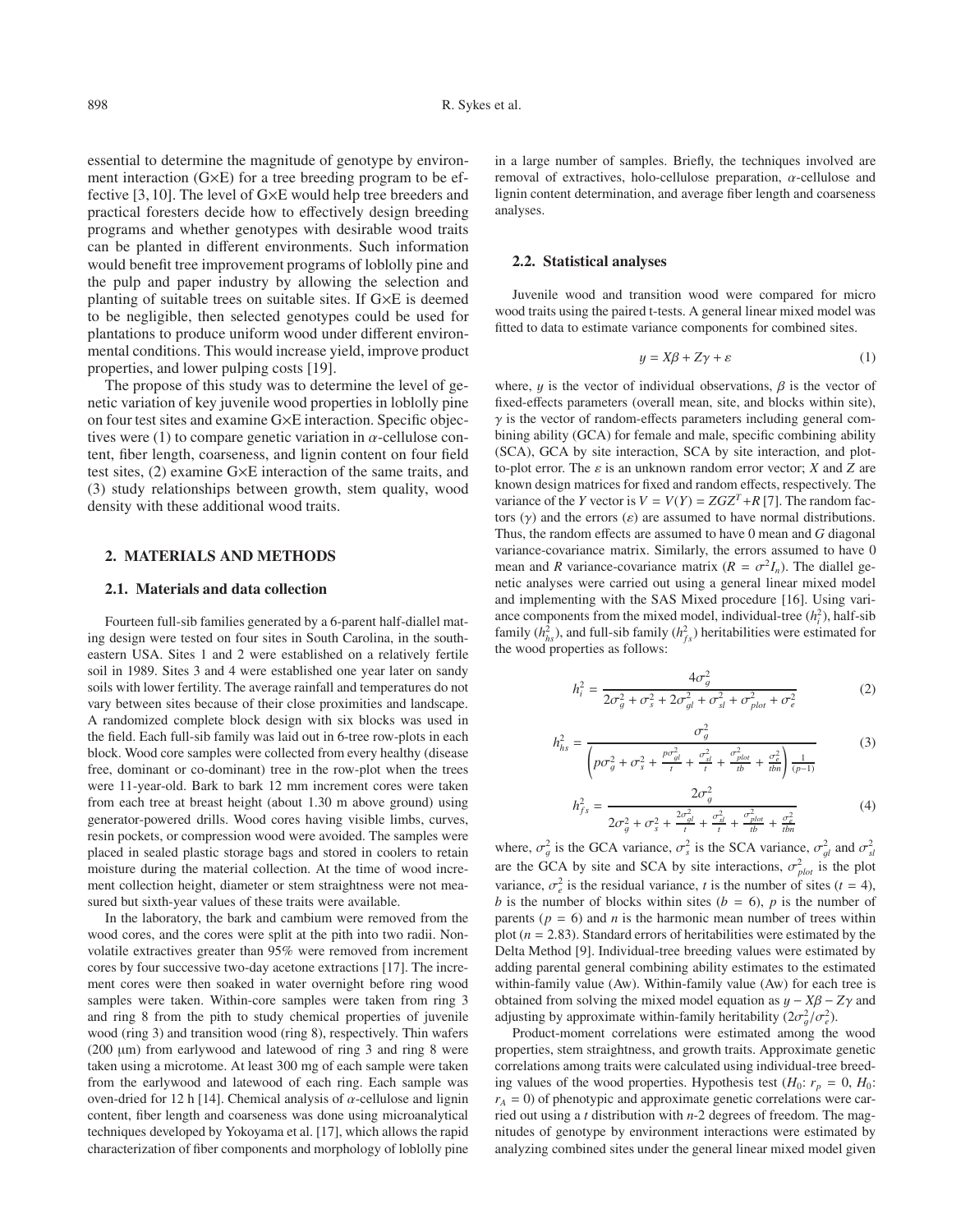essential to determine the magnitude of genotype by environment interaction (G×E) for a tree breeding program to be effective [3, 10]. The level of G×E would help tree breeders and practical foresters decide how to effectively design breeding programs and whether genotypes with desirable wood traits can be planted in different environments. Such information would benefit tree improvement programs of loblolly pine and the pulp and paper industry by allowing the selection and planting of suitable trees on suitable sites. If G×E is deemed to be negligible, then selected genotypes could be used for plantations to produce uniform wood under different environmental conditions. This would increase yield, improve product properties, and lower pulping costs [19].

The propose of this study was to determine the level of genetic variation of key juvenile wood properties in loblolly pine on four test sites and examine G×E interaction. Specific objectives were (1) to compare genetic variation in $\alpha$-cellulose content, fiber length, coarseness, and lignin content on four field test sites, (2) examine G×E interaction of the same traits, and (3) study relationships between growth, stem quality, wood density with these additional wood traits.

## 2. MATERIALS AND METHODS

### 2.1. Materials and data collection

Fourteen full-sib families generated by a 6-parent half-diallel mating design were tested on four sites in South Carolina, in the southeastern USA. Sites 1 and 2 were established on a relatively fertile soil in 1989. Sites 3 and 4 were established one year later on sandy soils with lower fertility. The average rainfall and temperatures do not vary between sites because of their close proximities and landscape. A randomized complete block design with six blocks was used in the field. Each full-sib family was laid out in 6-tree row-plots in each block. Wood core samples were collected from every healthy (disease free, dominant or co-dominant) tree in the row-plot when the trees were 11-year-old. Bark to bark 12 mm increment cores were taken from each tree at breast height (about 1.30 m above ground) using generator-powered drills. Wood cores having visible limbs, curves, resin pockets, or compression wood were avoided. The samples were placed in sealed plastic storage bags and stored in coolers to retain moisture during the material collection. At the time of wood increment collection height, diameter or stem straightness were not measured but sixth-year values of these traits were available.

In the laboratory, the bark and cambium were removed from the wood cores, and the cores were split at the pith into two radii. Nonvolatile extractives greater than 95% were removed from increment cores by four successive two-day acetone extractions [17]. The increment cores were then soaked in water overnight before ring wood samples were taken. Within-core samples were taken from ring 3 and ring 8 from the pith to study chemical properties of juvenile wood (ring 3) and transition wood (ring 8), respectively. Thin wafers (200 μm) from earlywood and latewood of ring 3 and ring 8 were taken using a microtome. At least 300 mg of each sample were taken from the earlywood and latewood of each ring. Each sample was oven-dried for 12 h [14]. Chemical analysis of $\alpha$-cellulose and lignin content, fiber length and coarseness was done using microanalytical techniques developed by Yokoyama et al. [17], which allows the rapid characterization of fiber components and morphology of loblolly pine in a large number of samples. Briefly, the techniques involved are removal of extractives, holo-cellulose preparation, $\alpha$-cellulose and lignin content determination, and average fiber length and coarseness analyses.

### 2.2. Statistical analyses

Juvenile wood and transition wood were compared for micro wood traits using the paired t-tests. A general linear mixed model was fitted to data to estimate variance components for combined sites.

$$y = X\beta + Z\gamma + \varepsilon \tag{1}$$

where, $y$ is the vector of individual observations, $\beta$ is the vector of fixed-effects parameters (overall mean, site, and blocks within site), $\gamma$ is the vector of random-effects parameters including general combining ability (GCA) for female and male, specific combining ability (SCA), GCA by site interaction, SCA by site interaction, and plot-to-plot error. The $\varepsilon$ is an unknown random error vector; $X$ and $Z$ are known design matrices for fixed and random effects, respectively. The variance of the $Y$ vector is $V = V(Y) = ZGZ^T + R$ [7]. The random factors ($\gamma$) and the errors ($\varepsilon$) are assumed to have normal distributions. Thus, the random effects are assumed to have 0 mean and $G$ diagonal variance-covariance matrix. Similarly, the errors assumed to have 0 mean and $R$ variance-covariance matrix ($R = \sigma^2 I_n$). The diallel genetic analyses were carried out using a general linear mixed model and implementing with the SAS Mixed procedure [16]. Using variance components from the mixed model, individual-tree ($h_i^2$), half-sib family ($h_{hs}^2$), and full-sib family ($h_{fs}^2$) heritabilities were estimated for the wood properties as follows:

$$h_i^2 = \frac{4\sigma_g^2}{2\sigma_g^2 + \sigma_s^2 + 2\sigma_{gl}^2 + \sigma_{sl}^2 + \sigma_{plot}^2 + \sigma_e^2} \tag{2}$$

$$h_{hs}^2 = \frac{\sigma_g^2}{\left(p\sigma_g^2 + \sigma_s^2 + \frac{p\sigma_{gl}^2}{t} + \frac{\sigma_{sl}^2}{t} + \frac{\sigma_{plot}^2}{tb} + \frac{\sigma_e^2}{tbn}\right)\frac{1}{(p-1)}} \tag{3}$$

$$h_{fs}^2 = \frac{2\sigma_g^2}{2\sigma_g^2 + \sigma_s^2 + \frac{2\sigma_{gl}^2}{t} + \frac{\sigma_{sl}^2}{t} + \frac{\sigma_{plot}^2}{tb} + \frac{\sigma_e^2}{tbn}} \tag{4}$$

where, $\sigma_g^2$ is the GCA variance, $\sigma_s^2$ is the SCA variance, $\sigma_{gl}^2$ and $\sigma_{sl}^2$ are the GCA by site and SCA by site interactions, $\sigma_{plot}^2$ is the plot variance, $\sigma_e^2$ is the residual variance, $t$ is the number of sites ($t = 4$), $b$ is the number of blocks within sites ($b = 6$), $p$ is the number of parents ($p = 6$) and $n$ is the harmonic mean number of trees within plot ($n = 2.83$). Standard errors of heritabilities were estimated by the Delta Method [9]. Individual-tree breeding values were estimated by adding parental general combining ability estimates to the estimated within-family value (Aw). Within-family value (Aw) for each tree is obtained from solving the mixed model equation as $y - X\beta - Z\gamma$ and adjusting by approximate within-family heritability ($2\sigma_g^2/\sigma_e^2$).

Product-moment correlations were estimated among the wood properties, stem straightness, and growth traits. Approximate genetic correlations among traits were calculated using individual-tree breeding values of the wood properties. Hypothesis test ($H_0$: $r_p = 0$, $H_0$: $r_A = 0$) of phenotypic and approximate genetic correlations were carried out using a $t$ distribution with $n$-2 degrees of freedom. The magnitudes of genotype by environment interactions were estimated by analyzing combined sites under the general linear mixed model given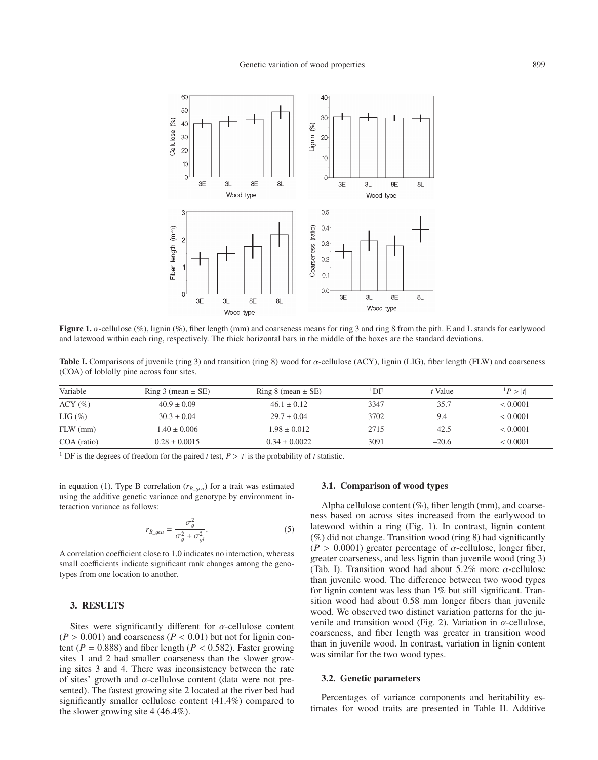**Figure 1.** $\alpha$-cellulose (%), lignin (%), fiber length (mm) and coarseness means for ring 3 and ring 8 from the pith. E and L stands for earlywood and latewood within each ring, respectively. The thick horizontal bars in the middle of the boxes are the standard deviations.

**Table I.** Comparisons of juvenile (ring 3) and transition (ring 8) wood for $\alpha$-cellulose (ACY), lignin (LIG), fiber length (FLW) and coarseness (COA) of loblolly pine across four sites.

| Variable | Ring 3 (mean ± SE) | Ring 8 (mean ± SE) | [1]DF | $t$ Value | [1]$P > \|t\|$ |
|---|---|---|---|---|---|
| ACY (%) | 40.9 ± 0.09 | 46.1 ± 0.12 | 3347 | –35.7 | < 0.0001 |
| LIG (%) | 30.3 ± 0.04 | 29.7 ± 0.04 | 3702 | 9.4 | < 0.0001 |
| FLW (mm) | 1.40 ± 0.006 | 1.98 ± 0.012 | 2715 | –42.5 | < 0.0001 |
| COA (ratio) | 0.28 ± 0.0015 | 0.34 ± 0.0022 | 3091 | –20.6 | < 0.0001 |

[1] DF is the degrees of freedom for the paired $t$ test, $P > |t|$ is the probability of $t$ statistic.

in equation (1). Type B correlation ($r_{B\_gca}$) for a trait was estimated using the additive genetic variance and genotype by environment interaction variance as follows:

$$r_{B\_gca} = \frac{\sigma_g^2}{\sigma_g^2 + \sigma_{gl}^2}. \quad (5)$$

A correlation coefficient close to 1.0 indicates no interaction, whereas small coefficients indicate significant rank changes among the genotypes from one location to another.

## 3. RESULTS

Sites were significantly different for $\alpha$-cellulose content ($P > 0.001$) and coarseness ($P < 0.01$) but not for lignin content ($P = 0.888$) and fiber length ($P < 0.582$). Faster growing sites 1 and 2 had smaller coarseness than the slower growing sites 3 and 4. There was inconsistency between the rate of sites' growth and $\alpha$-cellulose content (data were not presented). The fastest growing site 2 located at the river bed had significantly smaller cellulose content (41.4%) compared to the slower growing site 4 (46.4%).

### 3.1. Comparison of wood types

Alpha cellulose content (%), fiber length (mm), and coarseness based on across sites increased from the earlywood to latewood within a ring (Fig. 1). In contrast, lignin content (%) did not change. Transition wood (ring 8) had significantly ($P > 0.0001$) greater percentage of $\alpha$-cellulose, longer fiber, greater coarseness, and less lignin than juvenile wood (ring 3) (Tab. I). Transition wood had about 5.2% more $\alpha$-cellulose than juvenile wood. The difference between two wood types for lignin content was less than 1% but still significant. Transition wood had about 0.58 mm longer fibers than juvenile wood. We observed two distinct variation patterns for the juvenile and transition wood (Fig. 2). Variation in $\alpha$-cellulose, coarseness, and fiber length was greater in transition wood than in juvenile wood. In contrast, variation in lignin content was similar for the two wood types.

### 3.2. Genetic parameters

Percentages of variance components and heritability estimates for wood traits are presented in Table II. Additive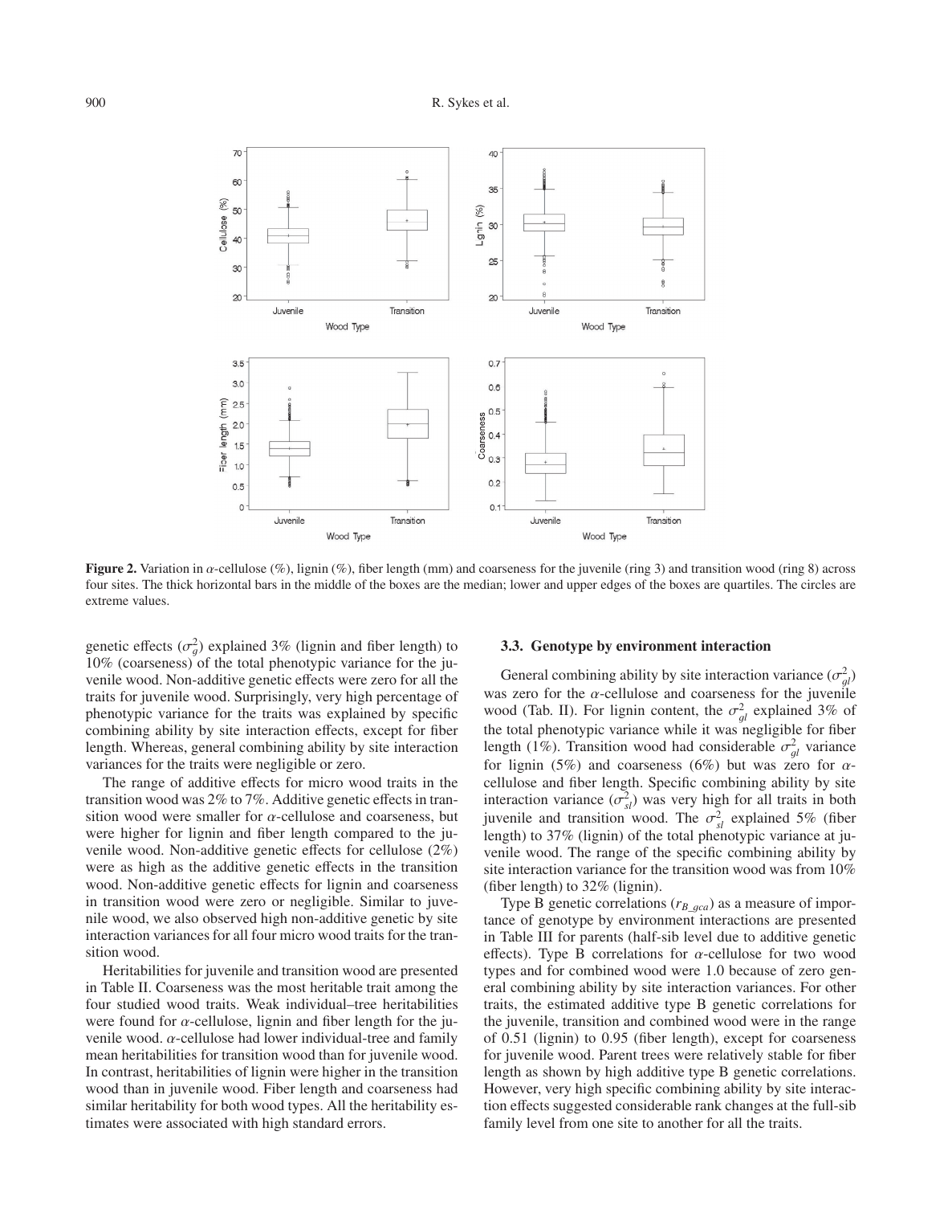**Figure 2.** Variation in $\alpha$-cellulose (%), lignin (%), fiber length (mm) and coarseness for the juvenile (ring 3) and transition wood (ring 8) across four sites. The thick horizontal bars in the middle of the boxes are the median; lower and upper edges of the boxes are quartiles. The circles are extreme values.

genetic effects ($\sigma_g^2$) explained 3% (lignin and fiber length) to 10% (coarseness) of the total phenotypic variance for the juvenile wood. Non-additive genetic effects were zero for all the traits for juvenile wood. Surprisingly, very high percentage of phenotypic variance for the traits was explained by specific combining ability by site interaction effects, except for fiber length. Whereas, general combining ability by site interaction variances for the traits were negligible or zero.

The range of additive effects for micro wood traits in the transition wood was 2% to 7%. Additive genetic effects in transition wood were smaller for $\alpha$-cellulose and coarseness, but were higher for lignin and fiber length compared to the juvenile wood. Non-additive genetic effects for cellulose (2%) were as high as the additive genetic effects in the transition wood. Non-additive genetic effects for lignin and coarseness in transition wood were zero or negligible. Similar to juvenile wood, we also observed high non-additive genetic by site interaction variances for all four micro wood traits for the transition wood.

Heritabilities for juvenile and transition wood are presented in Table II. Coarseness was the most heritable trait among the four studied wood traits. Weak individual–tree heritabilities were found for $\alpha$-cellulose, lignin and fiber length for the juvenile wood. $\alpha$-cellulose had lower individual-tree and family mean heritabilities for transition wood than for juvenile wood. In contrast, heritabilities of lignin were higher in the transition wood than in juvenile wood. Fiber length and coarseness had similar heritability for both wood types. All the heritability estimates were associated with high standard errors.

### 3.3. Genotype by environment interaction

General combining ability by site interaction variance ($\sigma_{gl}^2$) was zero for the $\alpha$-cellulose and coarseness for the juvenile wood (Tab. II). For lignin content, the $\sigma_{gl}^2$ explained 3% of the total phenotypic variance while it was negligible for fiber length (1%). Transition wood had considerable $\sigma_{gl}^2$ variance for lignin (5%) and coarseness (6%) but was zero for $\alpha$-cellulose and fiber length. Specific combining ability by site interaction variance ($\sigma_{sl}^2$) was very high for all traits in both juvenile and transition wood. The $\sigma_{sl}^2$ explained 5% (fiber length) to 37% (lignin) of the total phenotypic variance at juvenile wood. The range of the specific combining ability by site interaction variance for the transition wood was from 10% (fiber length) to 32% (lignin).

Type B genetic correlations ($r_{B\_gca}$) as a measure of importance of genotype by environment interactions are presented in Table III for parents (half-sib level due to additive genetic effects). Type B correlations for $\alpha$-cellulose for two wood types and for combined wood were 1.0 because of zero general combining ability by site interaction variances. For other traits, the estimated additive type B genetic correlations for the juvenile, transition and combined wood were in the range of 0.51 (lignin) to 0.95 (fiber length), except for coarseness for juvenile wood. Parent trees were relatively stable for fiber length as shown by high additive type B genetic correlations. However, very high specific combining ability by site interaction effects suggested considerable rank changes at the full-sib family level from one site to another for all the traits.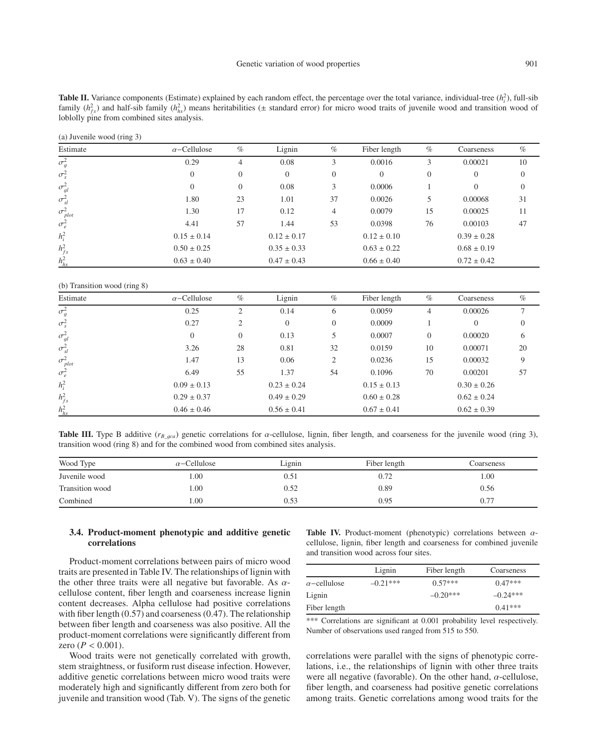**Table II.** Variance components (Estimate) explained by each random effect, the percentage over the total variance, individual-tree ($h_i^2$), full-sib family ($h_{fs}^2$) and half-sib family ($h_{hs}^2$) means heritabilities (± standard error) for micro wood traits of juvenile wood and transition wood of loblolly pine from combined sites analysis.

(a) Juvenile wood (ring 3)

| Estimate | $\alpha$−Cellulose | % | Lignin | % | Fiber length | % | Coarseness | % |
|---|---|---|---|---|---|---|---|---|
| $\sigma_g^2$ | 0.29 | 4 | 0.08 | 3 | 0.0016 | 3 | 0.00021 | 10 |
| $\sigma_s^2$ | 0 | 0 | 0 | 0 | 0 | 0 | 0 | 0 |
| $\sigma_{gl}^2$ | 0 | 0 | 0.08 | 3 | 0.0006 | 1 | 0 | 0 |
| $\sigma_{sl}^2$ | 1.80 | 23 | 1.01 | 37 | 0.0026 | 5 | 0.00068 | 31 |
| $\sigma_{plot}^2$ | 1.30 | 17 | 0.12 | 4 | 0.0079 | 15 | 0.00025 | 11 |
| $\sigma_e^2$ | 4.41 | 57 | 1.44 | 53 | 0.0398 | 76 | 0.00103 | 47 |
| $h_i^2$ | 0.15 ± 0.14 | | 0.12 ± 0.17 | | 0.12 ± 0.10 | | 0.39 ± 0.28 | |
| $h_{fs}^2$ | 0.50 ± 0.25 | | 0.35 ± 0.33 | | 0.63 ± 0.22 | | 0.68 ± 0.19 | |
| $h_{hs}^2$ | 0.63 ± 0.40 | | 0.47 ± 0.43 | | 0.66 ± 0.40 | | 0.72 ± 0.42 | |

(b) Transition wood (ring 8)

| Estimate | $\alpha$−Cellulose | % | Lignin | % | Fiber length | % | Coarseness | % |
|---|---|---|---|---|---|---|---|---|
| $\sigma_g^2$ | 0.25 | 2 | 0.14 | 6 | 0.0059 | 4 | 0.00026 | 7 |
| $\sigma_s^2$ | 0.27 | 2 | 0 | 0 | 0.0009 | 1 | 0 | 0 |
| $\sigma_{gl}^2$ | 0 | 0 | 0.13 | 5 | 0.0007 | 0 | 0.00020 | 6 |
| $\sigma_{sl}^2$ | 3.26 | 28 | 0.81 | 32 | 0.0159 | 10 | 0.00071 | 20 |
| $\sigma_{plot}^2$ | 1.47 | 13 | 0.06 | 2 | 0.0236 | 15 | 0.00032 | 9 |
| $\sigma_e^2$ | 6.49 | 55 | 1.37 | 54 | 0.1096 | 70 | 0.00201 | 57 |
| $h_i^2$ | 0.09 ± 0.13 | | 0.23 ± 0.24 | | 0.15 ± 0.13 | | 0.30 ± 0.26 | |
| $h_{fs}^2$ | 0.29 ± 0.37 | | 0.49 ± 0.29 | | 0.60 ± 0.28 | | 0.62 ± 0.24 | |
| $h_{hs}^2$ | 0.46 ± 0.46 | | 0.56 ± 0.41 | | 0.67 ± 0.41 | | 0.62 ± 0.39 | |

**Table III.** Type B additive ($r_{B\_gca}$) genetic correlations for $\alpha$-cellulose, lignin, fiber length, and coarseness for the juvenile wood (ring 3), transition wood (ring 8) and for the combined wood from combined sites analysis.

| Wood Type | $\alpha$−Cellulose | Lignin | Fiber length | Coarseness |
|---|---|---|---|---|
| Juvenile wood | 1.00 | 0.51 | 0.72 | 1.00 |
| Transition wood | 1.00 | 0.52 | 0.89 | 0.56 |
| Combined | 1.00 | 0.53 | 0.95 | 0.77 |

### 3.4. Product-moment phenotypic and additive genetic correlations

Product-moment correlations between pairs of micro wood traits are presented in Table IV. The relationships of lignin with the other three traits were all negative but favorable. As $\alpha$-cellulose content, fiber length and coarseness increase lignin content decreases. Alpha cellulose had positive correlations with fiber length (0.57) and coarseness (0.47). The relationship between fiber length and coarseness was also positive. All the product-moment correlations were significantly different from zero ($P < 0.001$).

Wood traits were not genetically correlated with growth, stem straightness, or fusiform rust disease infection. However, additive genetic correlations between micro wood traits were moderately high and significantly different from zero both for juvenile and transition wood (Tab. V). The signs of the genetic correlations were parallel with the signs of phenotypic correlations, i.e., the relationships of lignin with other three traits were all negative (favorable). On the other hand, $\alpha$-cellulose, fiber length, and coarseness had positive genetic correlations among traits. Genetic correlations among wood traits for the

**Table IV.** Product-moment (phenotypic) correlations between $\alpha$-cellulose, lignin, fiber length and coarseness for combined juvenile and transition wood across four sites.

| | Lignin | Fiber length | Coarseness |
|---|---|---|---|
| $\alpha$−cellulose | −0.21*** | 0.57*** | 0.47*** |
| Lignin | | −0.20*** | −0.24*** |
| Fiber length | | | 0.41*** |

*** Correlations are significant at 0.001 probability level respectively. Number of observations used ranged from 515 to 550.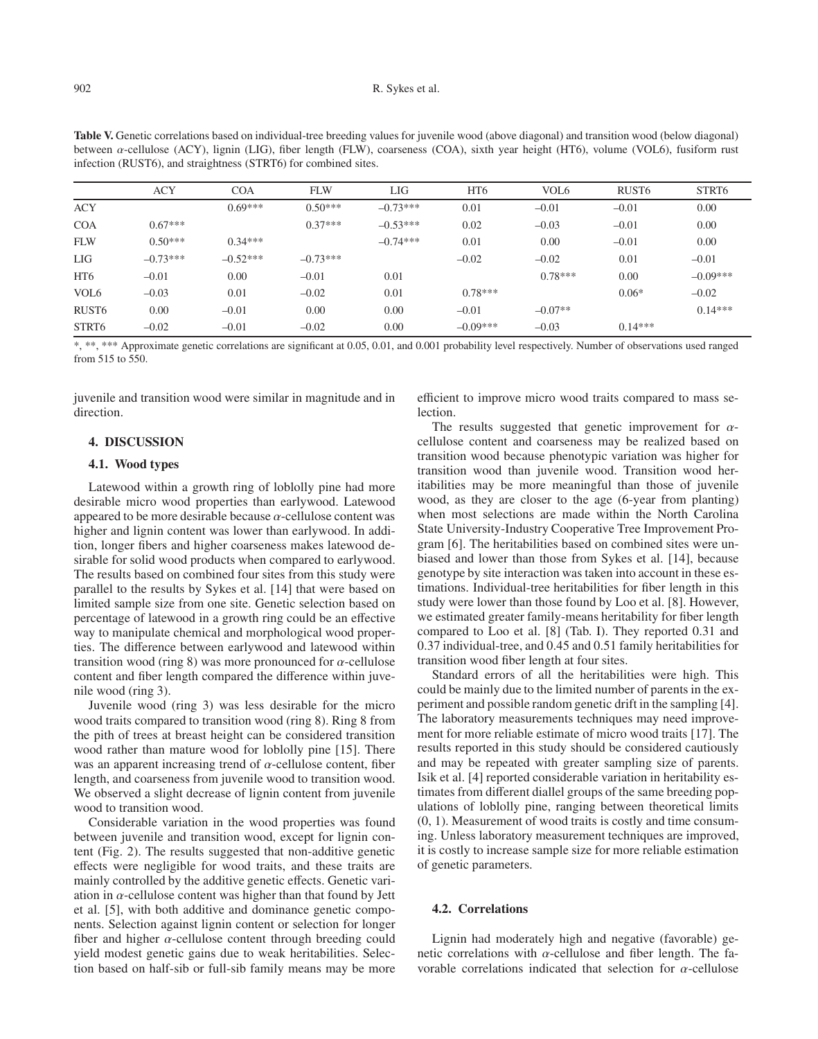**Table V.** Genetic correlations based on individual-tree breeding values for juvenile wood (above diagonal) and transition wood (below diagonal) between α-cellulose (ACY), lignin (LIG), fiber length (FLW), coarseness (COA), sixth year height (HT6), volume (VOL6), fusiform rust infection (RUST6), and straightness (STRT6) for combined sites.

| | ACY | COA | FLW | LIG | HT6 | VOL6 | RUST6 | STRT6 |
|---|---|---|---|---|---|---|---|---|
| ACY | | 0.69*** | 0.50*** | –0.73*** | 0.01 | –0.01 | –0.01 | 0.00 |
| COA | 0.67*** | | 0.37*** | –0.53*** | 0.02 | –0.03 | –0.01 | 0.00 |
| FLW | 0.50*** | 0.34*** | | –0.74*** | 0.01 | 0.00 | –0.01 | 0.00 |
| LIG | –0.73*** | –0.52*** | –0.73*** | | –0.02 | –0.02 | 0.01 | –0.01 |
| HT6 | –0.01 | 0.00 | –0.01 | 0.01 | | 0.78*** | 0.00 | –0.09*** |
| VOL6 | –0.03 | 0.01 | –0.02 | 0.01 | 0.78*** | | 0.06* | –0.02 |
| RUST6 | 0.00 | –0.01 | 0.00 | 0.00 | –0.01 | –0.07** | | 0.14*** |
| STRT6 | –0.02 | –0.01 | –0.02 | 0.00 | –0.09*** | –0.03 | 0.14*** | |

*, **, *** Approximate genetic correlations are significant at 0.05, 0.01, and 0.001 probability level respectively. Number of observations used ranged from 515 to 550.

juvenile and transition wood were similar in magnitude and in direction.

## 4. DISCUSSION

### 4.1. Wood types

Latewood within a growth ring of loblolly pine had more desirable micro wood properties than earlywood. Latewood appeared to be more desirable because α-cellulose content was higher and lignin content was lower than earlywood. In addition, longer fibers and higher coarseness makes latewood desirable for solid wood products when compared to earlywood. The results based on combined four sites from this study were parallel to the results by Sykes et al. [14] that were based on limited sample size from one site. Genetic selection based on percentage of latewood in a growth ring could be an effective way to manipulate chemical and morphological wood properties. The difference between earlywood and latewood within transition wood (ring 8) was more pronounced for α-cellulose content and fiber length compared the difference within juvenile wood (ring 3).

Juvenile wood (ring 3) was less desirable for the micro wood traits compared to transition wood (ring 8). Ring 8 from the pith of trees at breast height can be considered transition wood rather than mature wood for loblolly pine [15]. There was an apparent increasing trend of α-cellulose content, fiber length, and coarseness from juvenile wood to transition wood. We observed a slight decrease of lignin content from juvenile wood to transition wood.

Considerable variation in the wood properties was found between juvenile and transition wood, except for lignin content (Fig. 2). The results suggested that non-additive genetic effects were negligible for wood traits, and these traits are mainly controlled by the additive genetic effects. Genetic variation in α-cellulose content was higher than that found by Jett et al. [5], with both additive and dominance genetic components. Selection against lignin content or selection for longer fiber and higher α-cellulose content through breeding could yield modest genetic gains due to weak heritabilities. Selection based on half-sib or full-sib family means may be more efficient to improve micro wood traits compared to mass selection.

The results suggested that genetic improvement for α-cellulose content and coarseness may be realized based on transition wood because phenotypic variation was higher for transition wood than juvenile wood. Transition wood heritabilities may be more meaningful than those of juvenile wood, as they are closer to the age (6-year from planting) when most selections are made within the North Carolina State University-Industry Cooperative Tree Improvement Program [6]. The heritabilities based on combined sites were unbiased and lower than those from Sykes et al. [14], because genotype by site interaction was taken into account in these estimations. Individual-tree heritabilities for fiber length in this study were lower than those found by Loo et al. [8]. However, we estimated greater family-means heritability for fiber length compared to Loo et al. [8] (Tab. I). They reported 0.31 and 0.37 individual-tree, and 0.45 and 0.51 family heritabilities for transition wood fiber length at four sites.

Standard errors of all the heritabilities were high. This could be mainly due to the limited number of parents in the experiment and possible random genetic drift in the sampling [4]. The laboratory measurements techniques may need improvement for more reliable estimate of micro wood traits [17]. The results reported in this study should be considered cautiously and may be repeated with greater sampling size of parents. Isik et al. [4] reported considerable variation in heritability estimates from different diallel groups of the same breeding populations of loblolly pine, ranging between theoretical limits (0, 1). Measurement of wood traits is costly and time consuming. Unless laboratory measurement techniques are improved, it is costly to increase sample size for more reliable estimation of genetic parameters.

### 4.2. Correlations

Lignin had moderately high and negative (favorable) genetic correlations with α-cellulose and fiber length. The favorable correlations indicated that selection for α-cellulose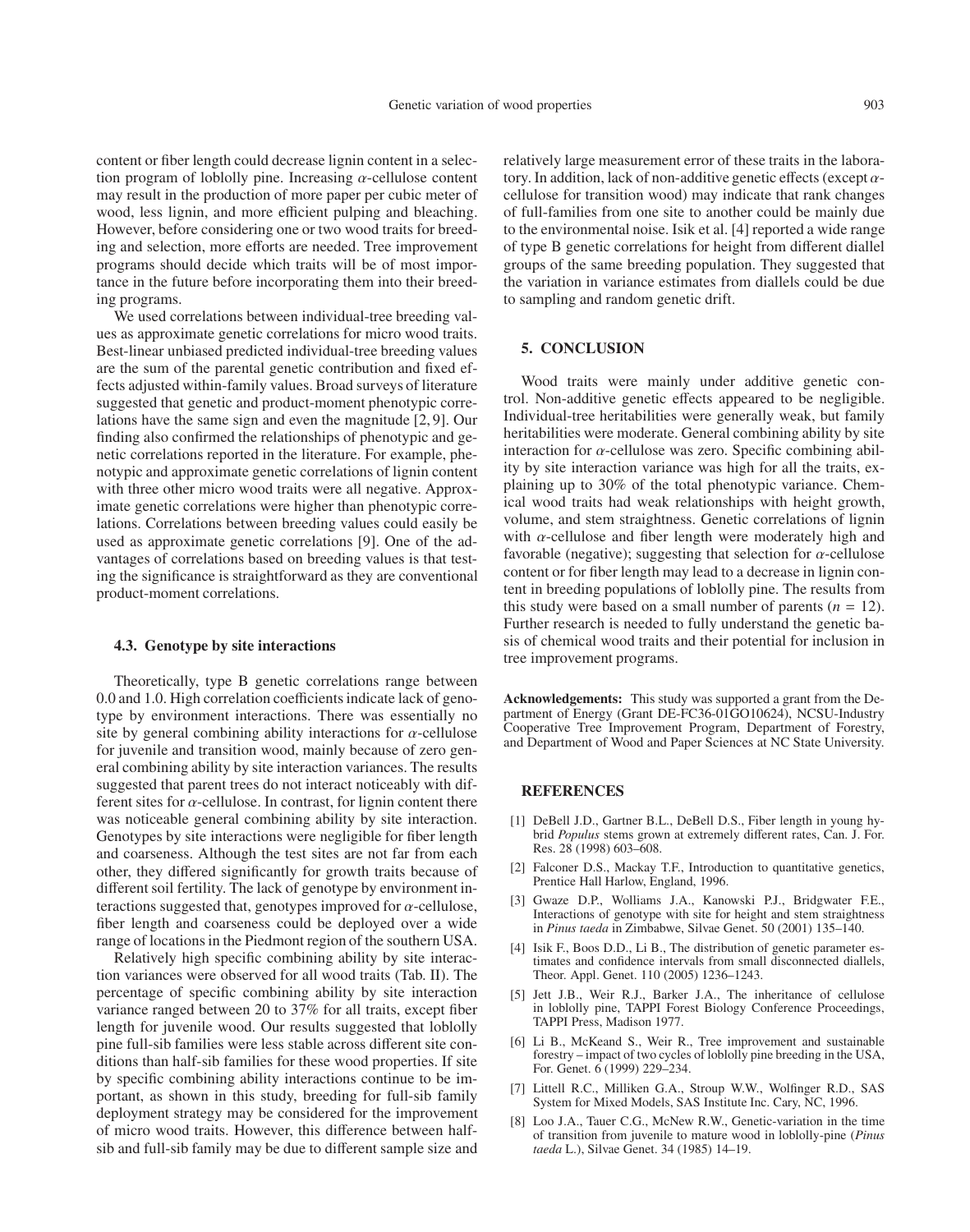content or fiber length could decrease lignin content in a selection program of loblolly pine. Increasing $\alpha$-cellulose content may result in the production of more paper per cubic meter of wood, less lignin, and more efficient pulping and bleaching. However, before considering one or two wood traits for breeding and selection, more efforts are needed. Tree improvement programs should decide which traits will be of most importance in the future before incorporating them into their breeding programs.

We used correlations between individual-tree breeding values as approximate genetic correlations for micro wood traits. Best-linear unbiased predicted individual-tree breeding values are the sum of the parental genetic contribution and fixed effects adjusted within-family values. Broad surveys of literature suggested that genetic and product-moment phenotypic correlations have the same sign and even the magnitude [2, 9]. Our finding also confirmed the relationships of phenotypic and genetic correlations reported in the literature. For example, phenotypic and approximate genetic correlations of lignin content with three other micro wood traits were all negative. Approximate genetic correlations were higher than phenotypic correlations. Correlations between breeding values could easily be used as approximate genetic correlations [9]. One of the advantages of correlations based on breeding values is that testing the significance is straightforward as they are conventional product-moment correlations.

### 4.3. Genotype by site interactions

Theoretically, type B genetic correlations range between 0.0 and 1.0. High correlation coefficients indicate lack of genotype by environment interactions. There was essentially no site by general combining ability interactions for $\alpha$-cellulose for juvenile and transition wood, mainly because of zero general combining ability by site interaction variances. The results suggested that parent trees do not interact noticeably with different sites for $\alpha$-cellulose. In contrast, for lignin content there was noticeable general combining ability by site interaction. Genotypes by site interactions were negligible for fiber length and coarseness. Although the test sites are not far from each other, they differed significantly for growth traits because of different soil fertility. The lack of genotype by environment interactions suggested that, genotypes improved for $\alpha$-cellulose, fiber length and coarseness could be deployed over a wide range of locations in the Piedmont region of the southern USA.

Relatively high specific combining ability by site interaction variances were observed for all wood traits (Tab. II). The percentage of specific combining ability by site interaction variance ranged between 20 to 37% for all traits, except fiber length for juvenile wood. Our results suggested that loblolly pine full-sib families were less stable across different site conditions than half-sib families for these wood properties. If site by specific combining ability interactions continue to be important, as shown in this study, breeding for full-sib family deployment strategy may be considered for the improvement of micro wood traits. However, this difference between half-sib and full-sib family may be due to different sample size and relatively large measurement error of these traits in the laboratory. In addition, lack of non-additive genetic effects (except $\alpha$-cellulose for transition wood) may indicate that rank changes of full-families from one site to another could be mainly due to the environmental noise. Isik et al. [4] reported a wide range of type B genetic correlations for height from different diallel groups of the same breeding population. They suggested that the variation in variance estimates from diallels could be due to sampling and random genetic drift.

## 5. CONCLUSION

Wood traits were mainly under additive genetic control. Non-additive genetic effects appeared to be negligible. Individual-tree heritabilities were generally weak, but family heritabilities were moderate. General combining ability by site interaction for $\alpha$-cellulose was zero. Specific combining ability by site interaction variance was high for all the traits, explaining up to 30% of the total phenotypic variance. Chemical wood traits had weak relationships with height growth, volume, and stem straightness. Genetic correlations of lignin with $\alpha$-cellulose and fiber length were moderately high and favorable (negative); suggesting that selection for $\alpha$-cellulose content or for fiber length may lead to a decrease in lignin content in breeding populations of loblolly pine. The results from this study were based on a small number of parents ($n = 12$). Further research is needed to fully understand the genetic basis of chemical wood traits and their potential for inclusion in tree improvement programs.

**Acknowledgements:** This study was supported a grant from the Department of Energy (Grant DE-FC36-01GO10624), NCSU-Industry Cooperative Tree Improvement Program, Department of Forestry, and Department of Wood and Paper Sciences at NC State University.

## REFERENCES

[1] DeBell J.D., Gartner B.L., DeBell D.S., Fiber length in young hybrid *Populus* stems grown at extremely different rates, Can. J. For. Res. 28 (1998) 603–608.

[2] Falconer D.S., Mackay T.F., Introduction to quantitative genetics, Prentice Hall Harlow, England, 1996.

[3] Gwaze D.P., Wolliams J.A., Kanowski P.J., Bridgwater F.E., Interactions of genotype with site for height and stem straightness in *Pinus taeda* in Zimbabwe, Silvae Genet. 50 (2001) 135–140.

[4] Isik F., Boos D.D., Li B., The distribution of genetic parameter estimates and confidence intervals from small disconnected diallels, Theor. Appl. Genet. 110 (2005) 1236–1243.

[5] Jett J.B., Weir R.J., Barker J.A., The inheritance of cellulose in loblolly pine, TAPPI Forest Biology Conference Proceedings, TAPPI Press, Madison 1977.

[6] Li B., McKeand S., Weir R., Tree improvement and sustainable forestry – impact of two cycles of loblolly pine breeding in the USA, For. Genet. 6 (1999) 229–234.

[7] Littell R.C., Milliken G.A., Stroup W.W., Wolfinger R.D., SAS System for Mixed Models, SAS Institute Inc. Cary, NC, 1996.

[8] Loo J.A., Tauer C.G., McNew R.W., Genetic-variation in the time of transition from juvenile to mature wood in loblolly-pine (*Pinus taeda* L.), Silvae Genet. 34 (1985) 14–19.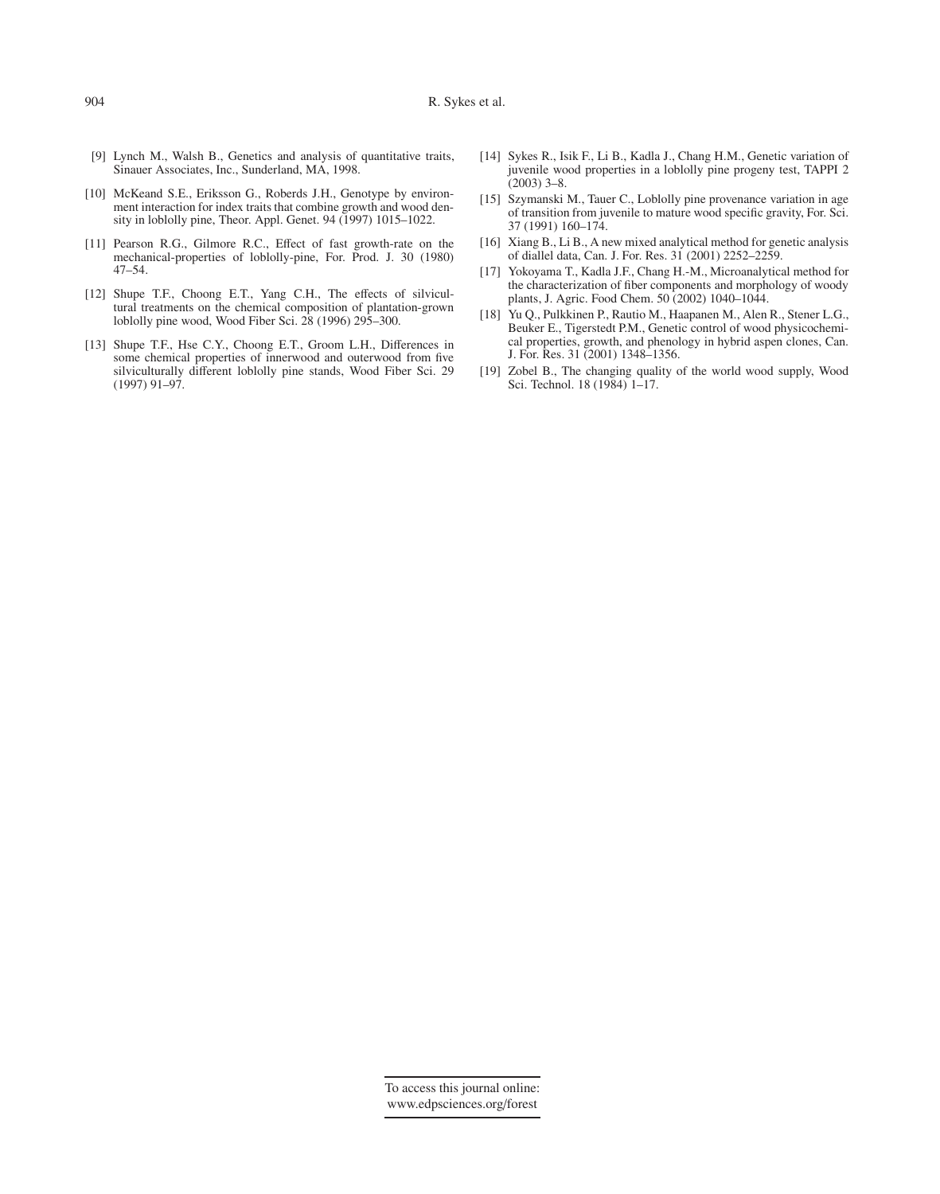[9] Lynch M., Walsh B., Genetics and analysis of quantitative traits, Sinauer Associates, Inc., Sunderland, MA, 1998.

[10] McKeand S.E., Eriksson G., Roberds J.H., Genotype by environment interaction for index traits that combine growth and wood density in loblolly pine, Theor. Appl. Genet. 94 (1997) 1015–1022.

[11] Pearson R.G., Gilmore R.C., Effect of fast growth-rate on the mechanical-properties of loblolly-pine, For. Prod. J. 30 (1980) 47–54.

[12] Shupe T.F., Choong E.T., Yang C.H., The effects of silvicultural treatments on the chemical composition of plantation-grown loblolly pine wood, Wood Fiber Sci. 28 (1996) 295–300.

[13] Shupe T.F., Hse C.Y., Choong E.T., Groom L.H., Differences in some chemical properties of innerwood and outerwood from five silviculturally different loblolly pine stands, Wood Fiber Sci. 29 (1997) 91–97.

[14] Sykes R., Isik F., Li B., Kadla J., Chang H.M., Genetic variation of juvenile wood properties in a loblolly pine progeny test, TAPPI 2 (2003) 3–8.

[15] Szymanski M., Tauer C., Loblolly pine provenance variation in age of transition from juvenile to mature wood specific gravity, For. Sci. 37 (1991) 160–174.

[16] Xiang B., Li B., A new mixed analytical method for genetic analysis of diallel data, Can. J. For. Res. 31 (2001) 2252–2259.

[17] Yokoyama T., Kadla J.F., Chang H.-M., Microanalytical method for the characterization of fiber components and morphology of woody plants, J. Agric. Food Chem. 50 (2002) 1040–1044.

[18] Yu Q., Pulkkinen P., Rautio M., Haapanen M., Alen R., Stener L.G., Beuker E., Tigerstedt P.M., Genetic control of wood physicochemical properties, growth, and phenology in hybrid aspen clones, Can. J. For. Res. 31 (2001) 1348–1356.

[19] Zobel B., The changing quality of the world wood supply, Wood Sci. Technol. 18 (1984) 1–17.

To access this journal online:
www.edpsciences.org/forest